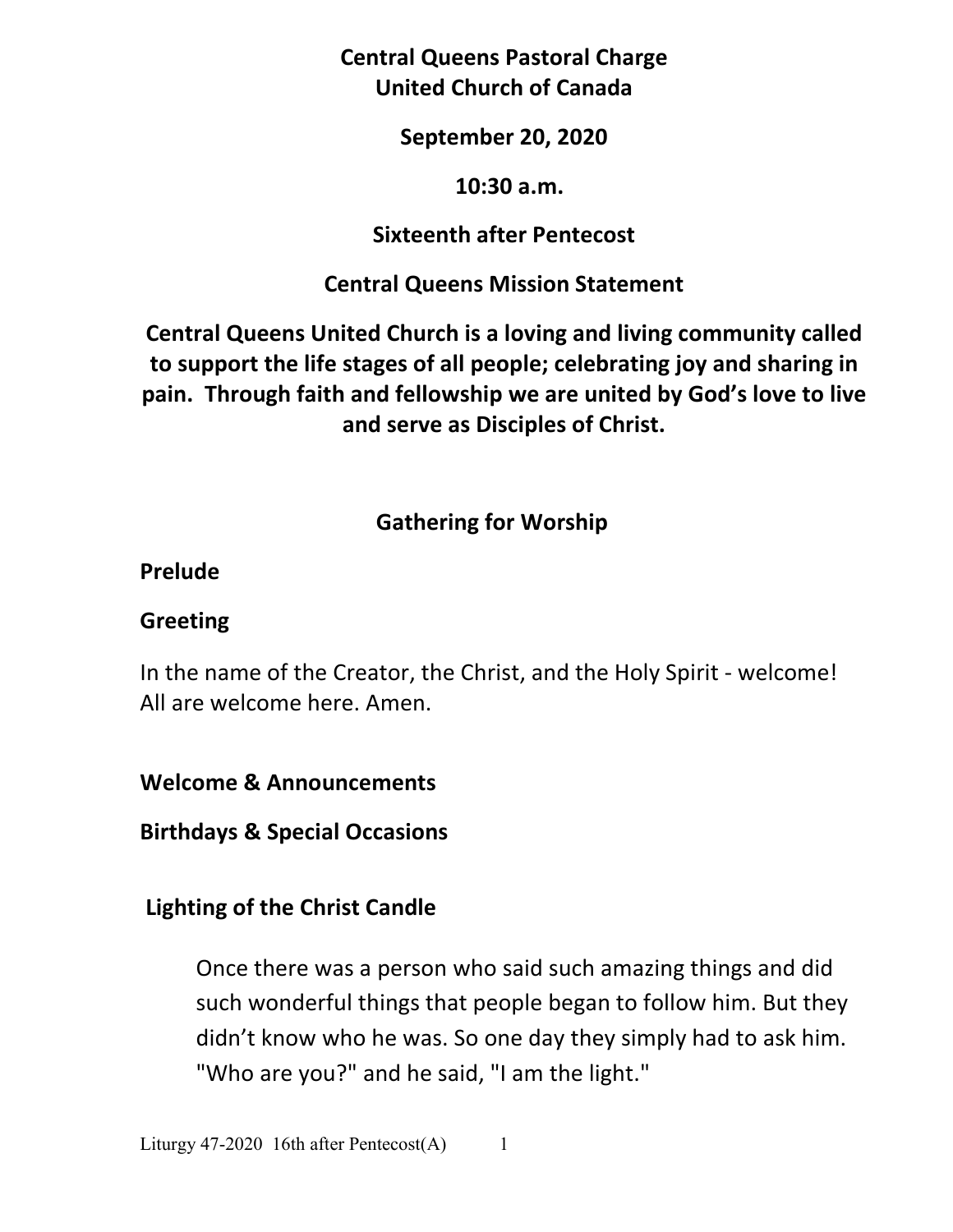# Central Queens Pastoral Charge
# United Church of Canada

**September 20, 2020**

**10:30 a.m.**

**Sixteenth after Pentecost**

**Central Queens Mission Statement**

**Central Queens United Church is a loving and living community called to support the life stages of all people; celebrating joy and sharing in pain. Through faith and fellowship we are united by God's love to live and serve as Disciples of Christ.**

## Gathering for Worship

**Prelude**

**Greeting**

In the name of the Creator, the Christ, and the Holy Spirit - welcome! All are welcome here. Amen.

**Welcome & Announcements**

**Birthdays & Special Occasions**

**Lighting of the Christ Candle**

Once there was a person who said such amazing things and did such wonderful things that people began to follow him. But they didn't know who he was. So one day they simply had to ask him. "Who are you?" and he said, "I am the light."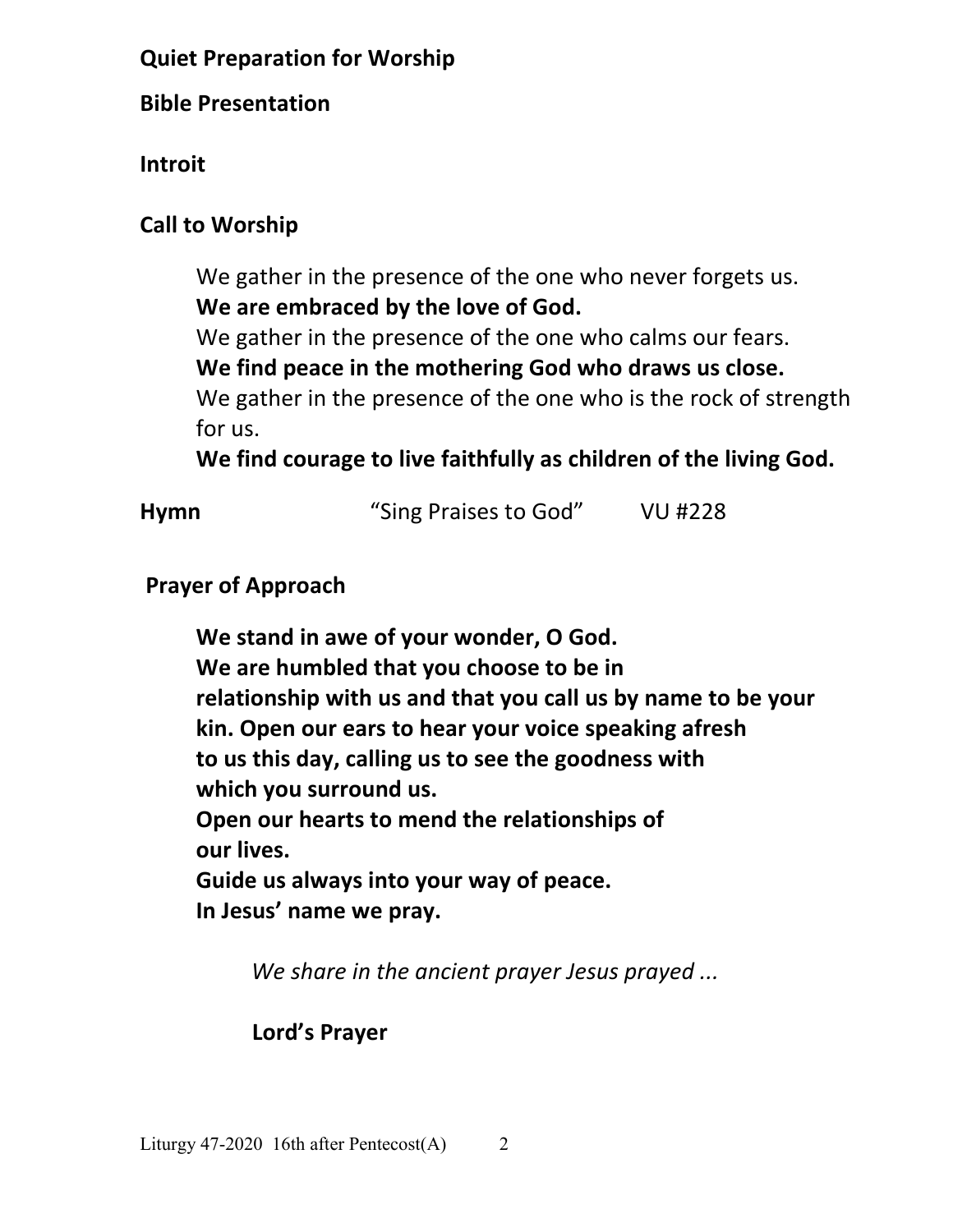**Quiet Preparation for Worship**

**Bible Presentation**

**Introit**

**Call to Worship**

We gather in the presence of the one who never forgets us.
**We are embraced by the love of God.**
We gather in the presence of the one who calms our fears.
**We find peace in the mothering God who draws us close.**
We gather in the presence of the one who is the rock of strength for us.
**We find courage to live faithfully as children of the living God.**

**Hymn** "Sing Praises to God" VU #228

**Prayer of Approach**

**We stand in awe of your wonder, O God.**
**We are humbled that you choose to be in relationship with us and that you call us by name to be your kin. Open our ears to hear your voice speaking afresh to us this day, calling us to see the goodness with which you surround us.**
**Open our hearts to mend the relationships of our lives.**
**Guide us always into your way of peace.**
**In Jesus' name we pray.**

*We share in the ancient prayer Jesus prayed ...*

**Lord's Prayer**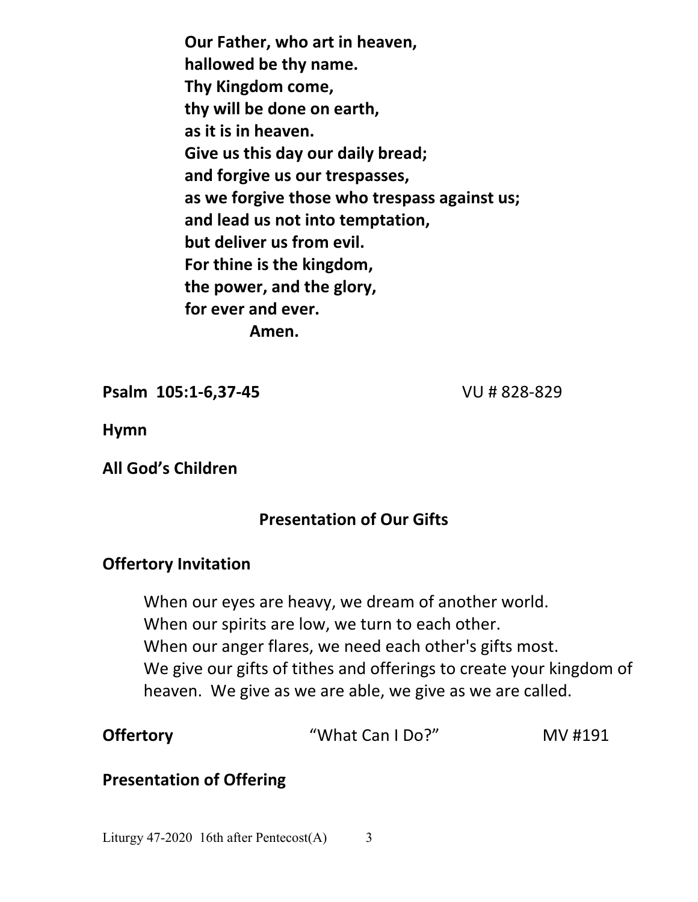**Our Father, who art in heaven,**
**hallowed be thy name.**
**Thy Kingdom come,**
**thy will be done on earth,**
**as it is in heaven.**
**Give us this day our daily bread;**
**and forgive us our trespasses,**
**as we forgive those who trespass against us;**
**and lead us not into temptation,**
**but deliver us from evil.**
**For thine is the kingdom,**
**the power, and the glory,**
**for ever and ever.**
**Amen.**

**Psalm 105:1-6,37-45** VU # 828-829

**Hymn**

**All God's Children**

## Presentation of Our Gifts

**Offertory Invitation**

When our eyes are heavy, we dream of another world.
When our spirits are low, we turn to each other.
When our anger flares, we need each other's gifts most.
We give our gifts of tithes and offerings to create your kingdom of heaven. We give as we are able, we give as we are called.

**Offertory** "What Can I Do?" MV #191

**Presentation of Offering**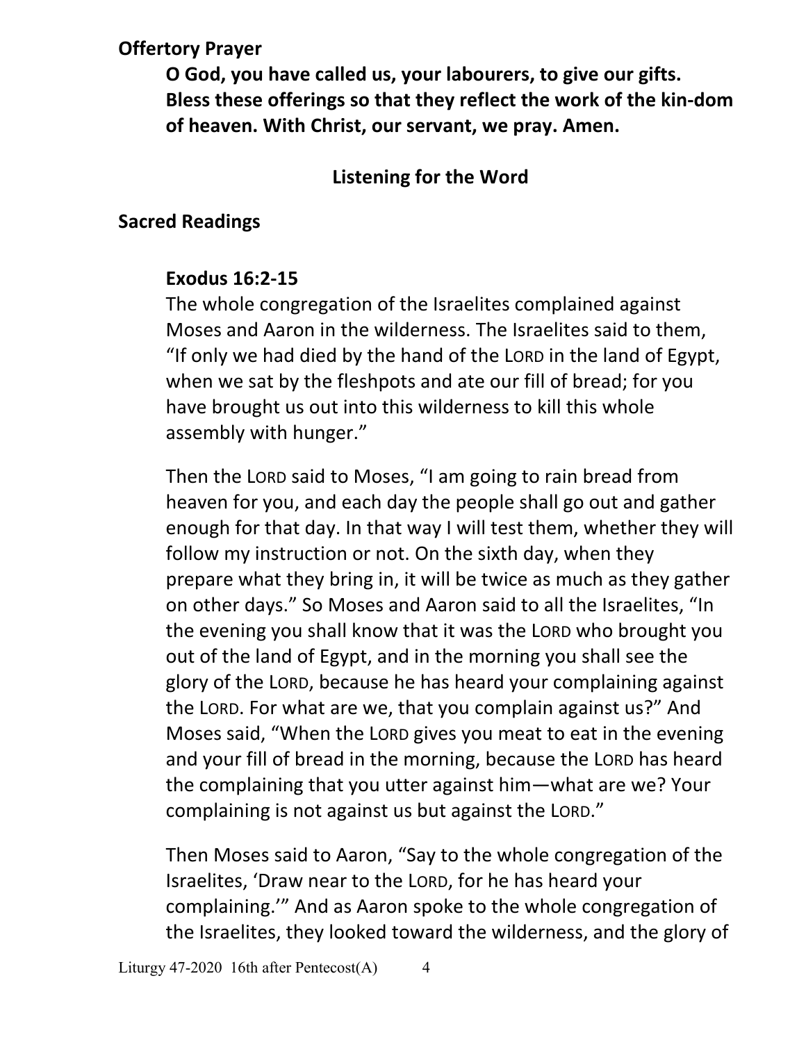**Offertory Prayer**

**O God, you have called us, your labourers, to give our gifts. Bless these offerings so that they reflect the work of the kin-dom of heaven. With Christ, our servant, we pray. Amen.**

## Listening for the Word

**Sacred Readings**

**Exodus 16:2-15**

The whole congregation of the Israelites complained against Moses and Aaron in the wilderness. The Israelites said to them, "If only we had died by the hand of the LORD in the land of Egypt, when we sat by the fleshpots and ate our fill of bread; for you have brought us out into this wilderness to kill this whole assembly with hunger."

Then the LORD said to Moses, "I am going to rain bread from heaven for you, and each day the people shall go out and gather enough for that day. In that way I will test them, whether they will follow my instruction or not. On the sixth day, when they prepare what they bring in, it will be twice as much as they gather on other days." So Moses and Aaron said to all the Israelites, "In the evening you shall know that it was the LORD who brought you out of the land of Egypt, and in the morning you shall see the glory of the LORD, because he has heard your complaining against the LORD. For what are we, that you complain against us?" And Moses said, "When the LORD gives you meat to eat in the evening and your fill of bread in the morning, because the LORD has heard the complaining that you utter against him—what are we? Your complaining is not against us but against the LORD."

Then Moses said to Aaron, "Say to the whole congregation of the Israelites, 'Draw near to the LORD, for he has heard your complaining.'" And as Aaron spoke to the whole congregation of the Israelites, they looked toward the wilderness, and the glory of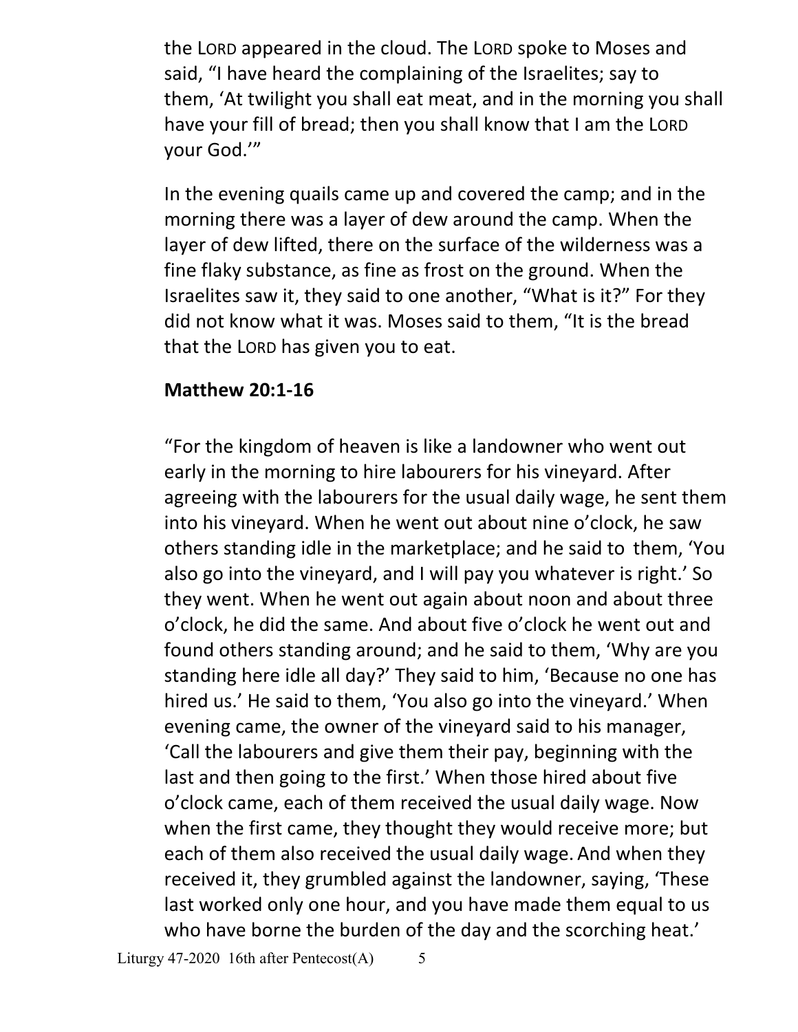the LORD appeared in the cloud. The LORD spoke to Moses and said, "I have heard the complaining of the Israelites; say to them, 'At twilight you shall eat meat, and in the morning you shall have your fill of bread; then you shall know that I am the LORD your God.'"

In the evening quails came up and covered the camp; and in the morning there was a layer of dew around the camp. When the layer of dew lifted, there on the surface of the wilderness was a fine flaky substance, as fine as frost on the ground. When the Israelites saw it, they said to one another, "What is it?" For they did not know what it was. Moses said to them, "It is the bread that the LORD has given you to eat.

**Matthew 20:1-16**

"For the kingdom of heaven is like a landowner who went out early in the morning to hire labourers for his vineyard. After agreeing with the labourers for the usual daily wage, he sent them into his vineyard. When he went out about nine o'clock, he saw others standing idle in the marketplace; and he said to them, 'You also go into the vineyard, and I will pay you whatever is right.' So they went. When he went out again about noon and about three o'clock, he did the same. And about five o'clock he went out and found others standing around; and he said to them, 'Why are you standing here idle all day?' They said to him, 'Because no one has hired us.' He said to them, 'You also go into the vineyard.' When evening came, the owner of the vineyard said to his manager, 'Call the labourers and give them their pay, beginning with the last and then going to the first.' When those hired about five o'clock came, each of them received the usual daily wage. Now when the first came, they thought they would receive more; but each of them also received the usual daily wage. And when they received it, they grumbled against the landowner, saying, 'These last worked only one hour, and you have made them equal to us who have borne the burden of the day and the scorching heat.'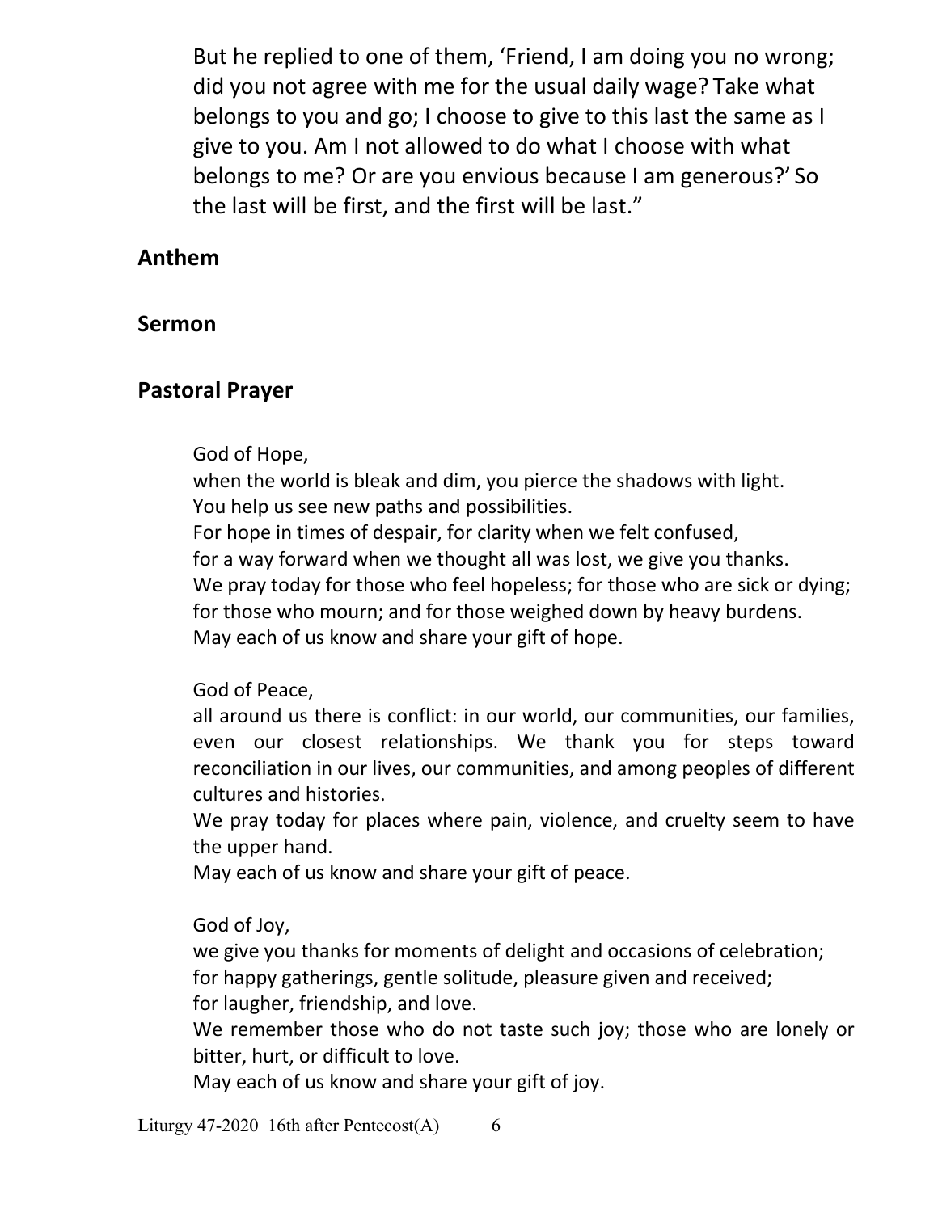But he replied to one of them, 'Friend, I am doing you no wrong; did you not agree with me for the usual daily wage? Take what belongs to you and go; I choose to give to this last the same as I give to you. Am I not allowed to do what I choose with what belongs to me? Or are you envious because I am generous?' So the last will be first, and the first will be last."

## Anthem

## Sermon

## Pastoral Prayer

God of Hope,
when the world is bleak and dim, you pierce the shadows with light.
You help us see new paths and possibilities.
For hope in times of despair, for clarity when we felt confused,
for a way forward when we thought all was lost, we give you thanks.
We pray today for those who feel hopeless; for those who are sick or dying;
for those who mourn; and for those weighed down by heavy burdens.
May each of us know and share your gift of hope.

God of Peace,
all around us there is conflict: in our world, our communities, our families, even our closest relationships. We thank you for steps toward reconciliation in our lives, our communities, and among peoples of different cultures and histories.
We pray today for places where pain, violence, and cruelty seem to have the upper hand.
May each of us know and share your gift of peace.

God of Joy,
we give you thanks for moments of delight and occasions of celebration;
for happy gatherings, gentle solitude, pleasure given and received;
for laugher, friendship, and love.
We remember those who do not taste such joy; those who are lonely or bitter, hurt, or difficult to love.
May each of us know and share your gift of joy.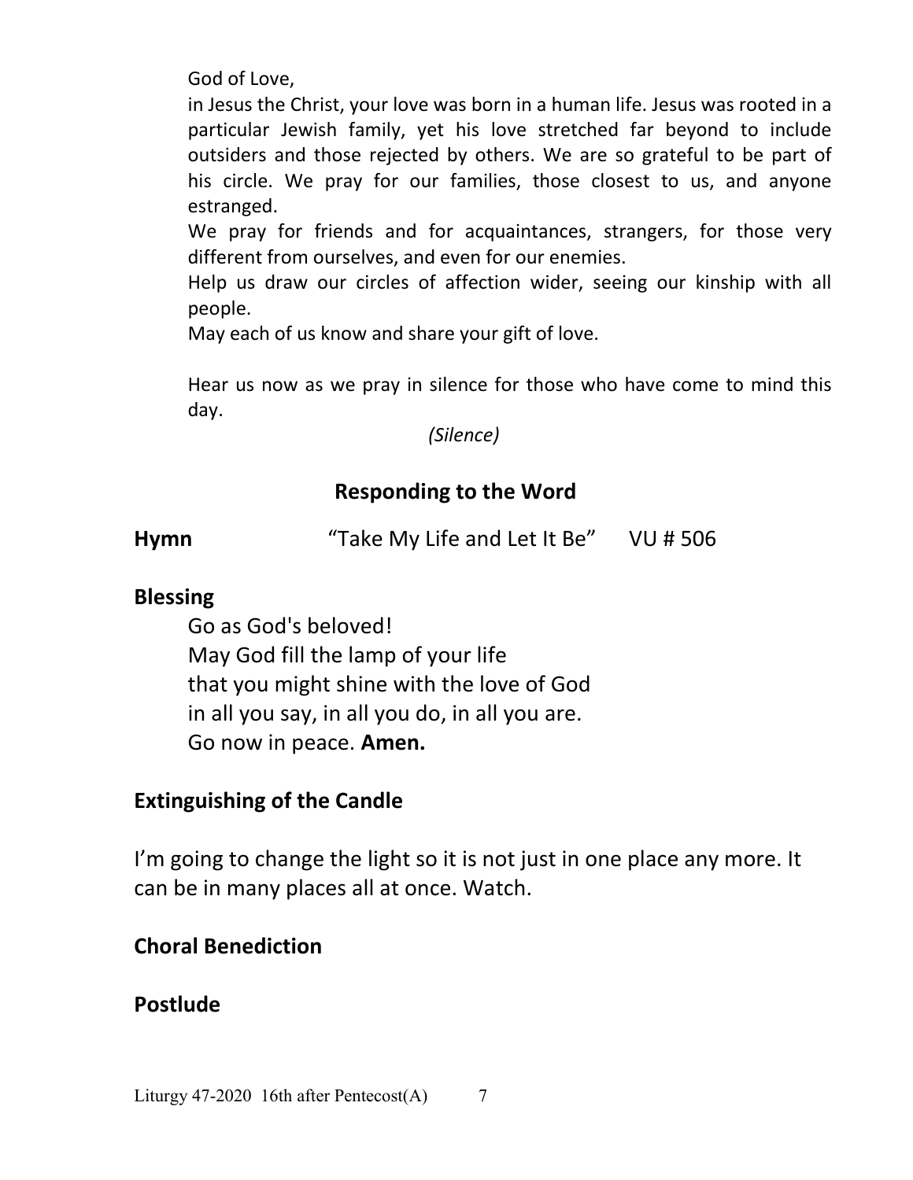God of Love,

in Jesus the Christ, your love was born in a human life. Jesus was rooted in a particular Jewish family, yet his love stretched far beyond to include outsiders and those rejected by others. We are so grateful to be part of his circle. We pray for our families, those closest to us, and anyone estranged.

We pray for friends and for acquaintances, strangers, for those very different from ourselves, and even for our enemies.

Help us draw our circles of affection wider, seeing our kinship with all people.

May each of us know and share your gift of love.

Hear us now as we pray in silence for those who have come to mind this day.

*(Silence)*

## Responding to the Word

**Hymn** "Take My Life and Let It Be" VU # 506

**Blessing**

Go as God's beloved!
May God fill the lamp of your life
that you might shine with the love of God
in all you say, in all you do, in all you are.
Go now in peace. **Amen.**

**Extinguishing of the Candle**

I'm going to change the light so it is not just in one place any more. It can be in many places all at once. Watch.

**Choral Benediction**

**Postlude**